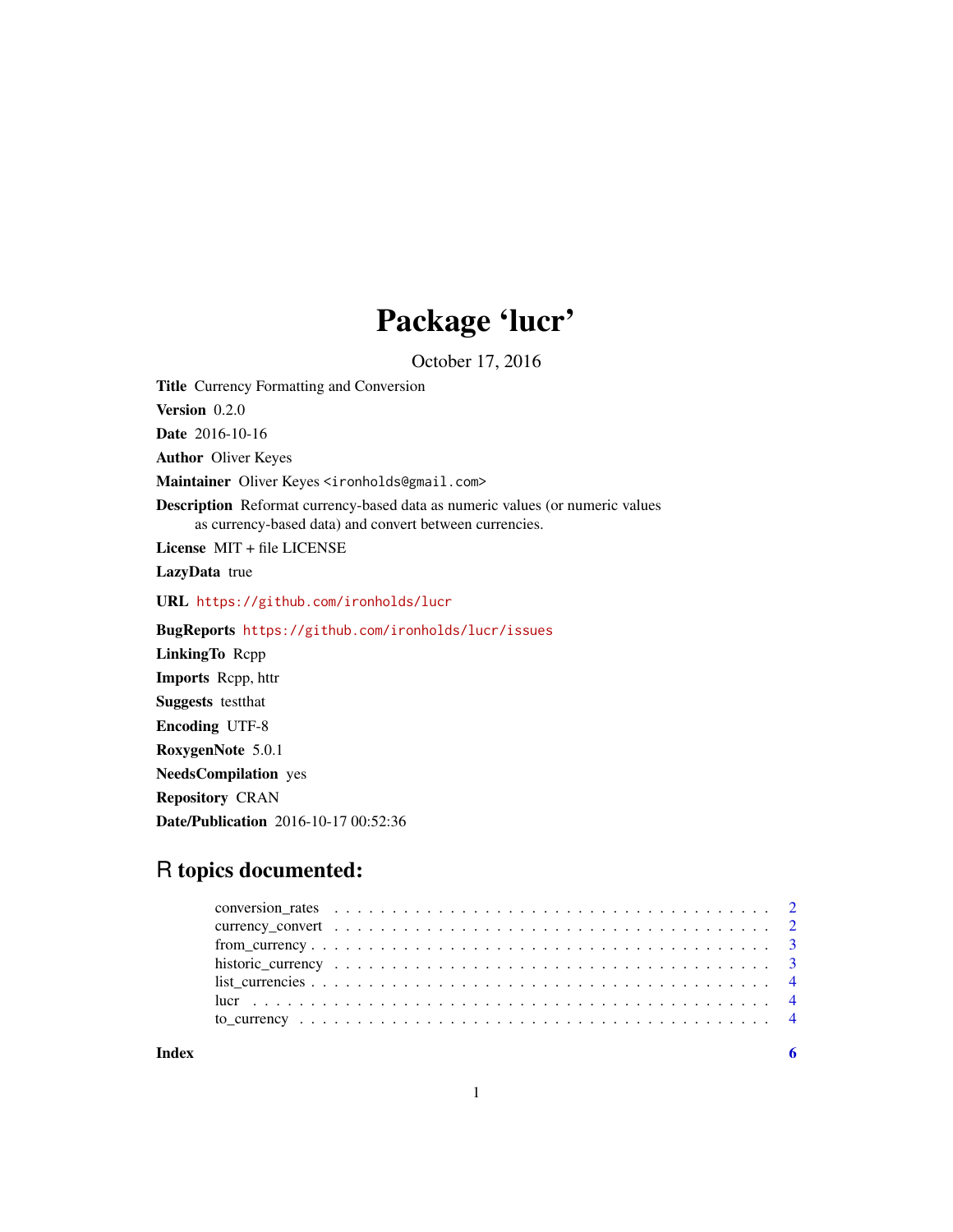# Package 'lucr'

October 17, 2016

**Title** Currency Formatting and Conversion

**Version** 0.2.0

**Date** 2016-10-16

**Author** Oliver Keyes

**Maintainer** Oliver Keyes <ironholds@gmail.com>

**Description** Reformat currency-based data as numeric values (or numeric values as currency-based data) and convert between currencies.

**License** MIT + file LICENSE

**LazyData** true

**URL** https://github.com/ironholds/lucr

**BugReports** https://github.com/ironholds/lucr/issues

**LinkingTo** Rcpp

**Imports** Rcpp, httr

**Suggests** testthat

**Encoding** UTF-8

**RoxygenNote** 5.0.1

**NeedsCompilation** yes

**Repository** CRAN

**Date/Publication** 2016-10-17 00:52:36

## R topics documented:

- conversion_rates . . . . . . . . . . 2
- currency_convert . . . . . . . . . . 2
- from_currency . . . . . . . . . . 3
- historic_currency . . . . . . . . . . 3
- list_currencies . . . . . . . . . . 4
- lucr . . . . . . . . . . 4
- to_currency . . . . . . . . . . 4

**Index** 6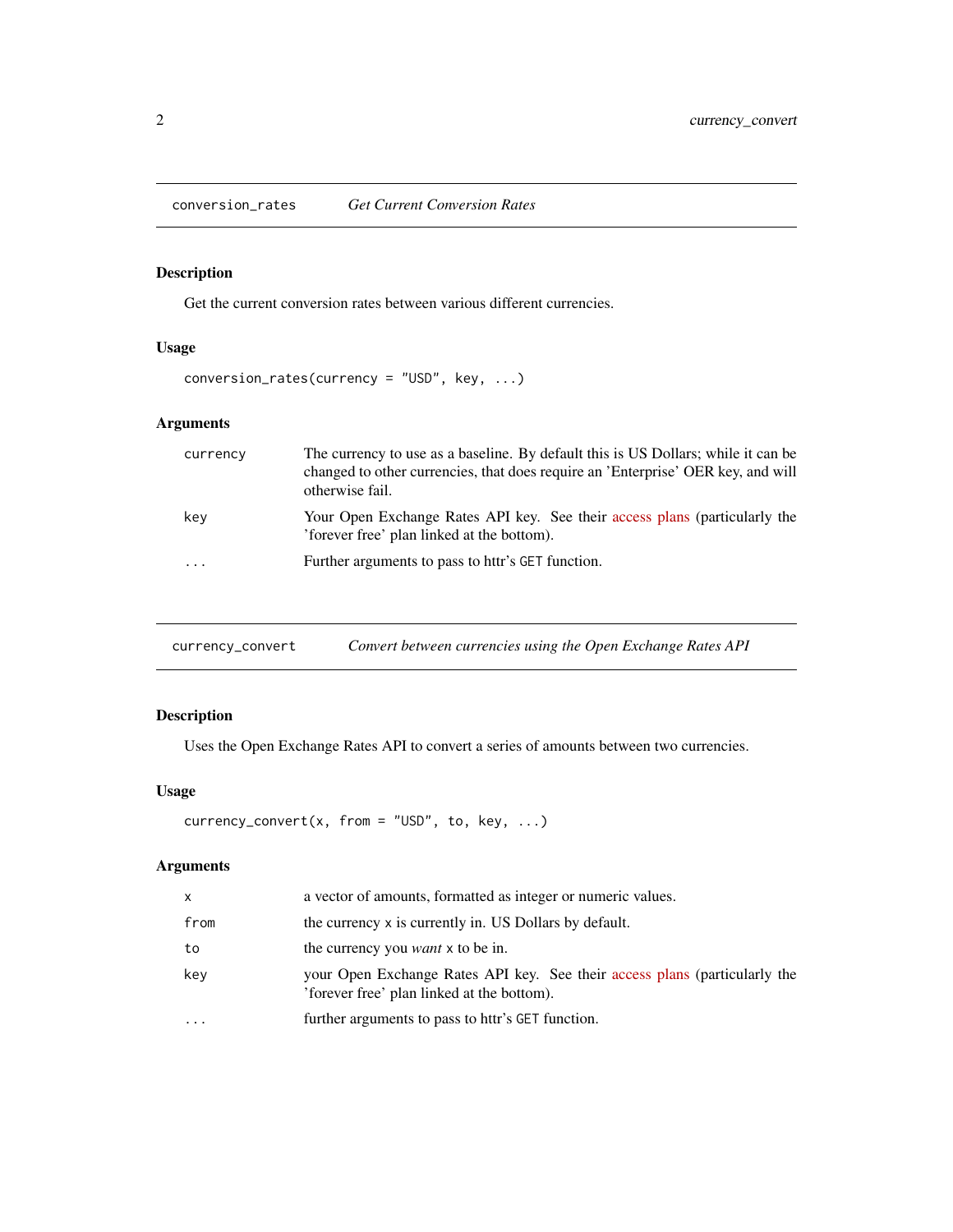## conversion_rates *Get Current Conversion Rates*

### Description

Get the current conversion rates between various different currencies.

### Usage

```
conversion_rates(currency = "USD", key, ...)
```

### Arguments

| | |
|---|---|
| `currency` | The currency to use as a baseline. By default this is US Dollars; while it can be changed to other currencies, that does require an 'Enterprise' OER key, and will otherwise fail. |
| `key` | Your Open Exchange Rates API key. See their access plans (particularly the 'forever free' plan linked at the bottom). |
| `...` | Further arguments to pass to httr's `GET` function. |

## currency_convert *Convert between currencies using the Open Exchange Rates API*

### Description

Uses the Open Exchange Rates API to convert a series of amounts between two currencies.

### Usage

```
currency_convert(x, from = "USD", to, key, ...)
```

### Arguments

| | |
|---|---|
| `x` | a vector of amounts, formatted as integer or numeric values. |
| `from` | the currency `x` is currently in. US Dollars by default. |
| `to` | the currency you *want* `x` to be in. |
| `key` | your Open Exchange Rates API key. See their access plans (particularly the 'forever free' plan linked at the bottom). |
| `...` | further arguments to pass to httr's `GET` function. |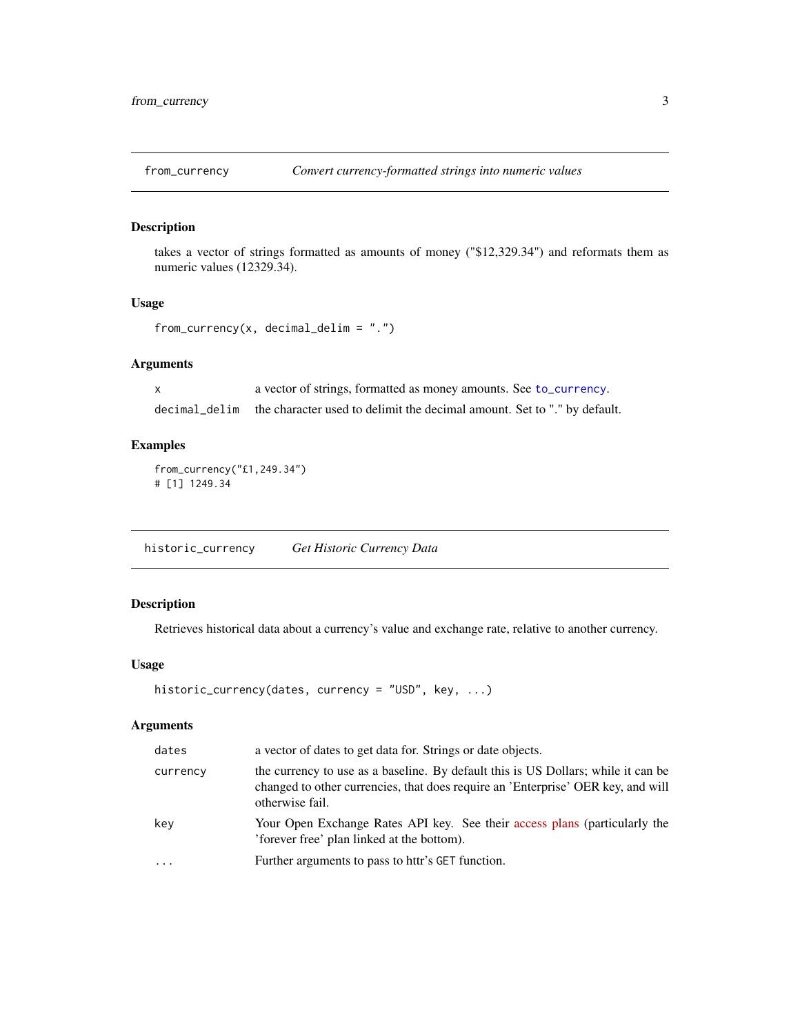## from_currency — *Convert currency-formatted strings into numeric values*

### Description

takes a vector of strings formatted as amounts of money ("$12,329.34") and reformats them as numeric values (12329.34).

### Usage

```
from_currency(x, decimal_delim = ".")
```

### Arguments

| | |
|---|---|
| x | a vector of strings, formatted as money amounts. See to_currency. |
| decimal_delim | the character used to delimit the decimal amount. Set to "." by default. |

### Examples

```
from_currency("£1,249.34")
# [1] 1249.34
```

## historic_currency — *Get Historic Currency Data*

### Description

Retrieves historical data about a currency's value and exchange rate, relative to another currency.

### Usage

```
historic_currency(dates, currency = "USD", key, ...)
```

### Arguments

| | |
|---|---|
| dates | a vector of dates to get data for. Strings or date objects. |
| currency | the currency to use as a baseline. By default this is US Dollars; while it can be changed to other currencies, that does require an 'Enterprise' OER key, and will otherwise fail. |
| key | Your Open Exchange Rates API key. See their access plans (particularly the 'forever free' plan linked at the bottom). |
| ... | Further arguments to pass to httr's GET function. |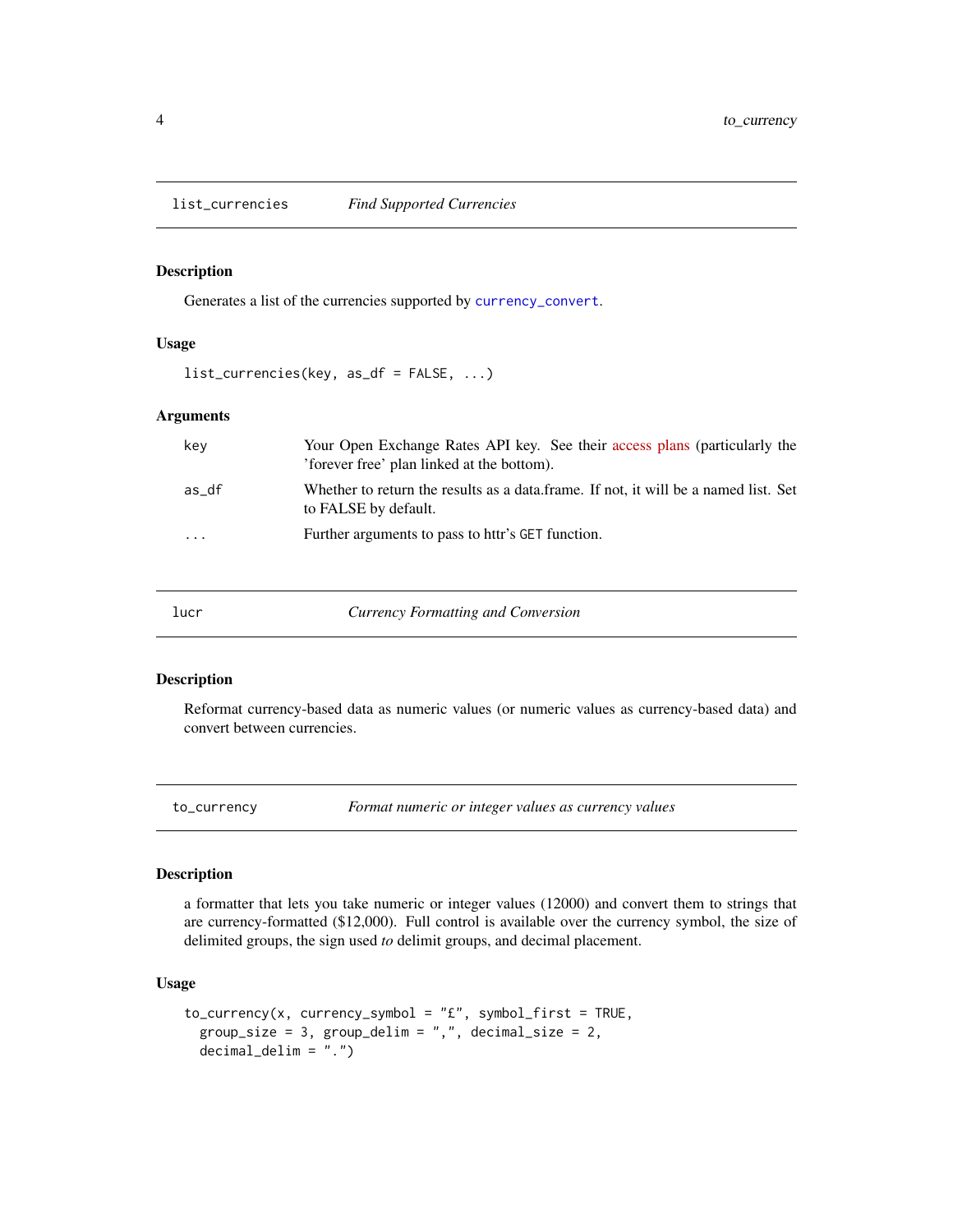## list_currencies — *Find Supported Currencies*

### Description

Generates a list of the currencies supported by `currency_convert`.

### Usage

```
list_currencies(key, as_df = FALSE, ...)
```

### Arguments

| | |
|---|---|
| key | Your Open Exchange Rates API key. See their access plans (particularly the 'forever free' plan linked at the bottom). |
| as_df | Whether to return the results as a data.frame. If not, it will be a named list. Set to FALSE by default. |
| ... | Further arguments to pass to httr's GET function. |

## lucr — *Currency Formatting and Conversion*

### Description

Reformat currency-based data as numeric values (or numeric values as currency-based data) and convert between currencies.

## to_currency — *Format numeric or integer values as currency values*

### Description

a formatter that lets you take numeric or integer values (12000) and convert them to strings that are currency-formatted ($12,000). Full control is available over the currency symbol, the size of delimited groups, the sign used *to* delimit groups, and decimal placement.

### Usage

```
to_currency(x, currency_symbol = "£", symbol_first = TRUE,
  group_size = 3, group_delim = ",", decimal_size = 2,
  decimal_delim = ".")
```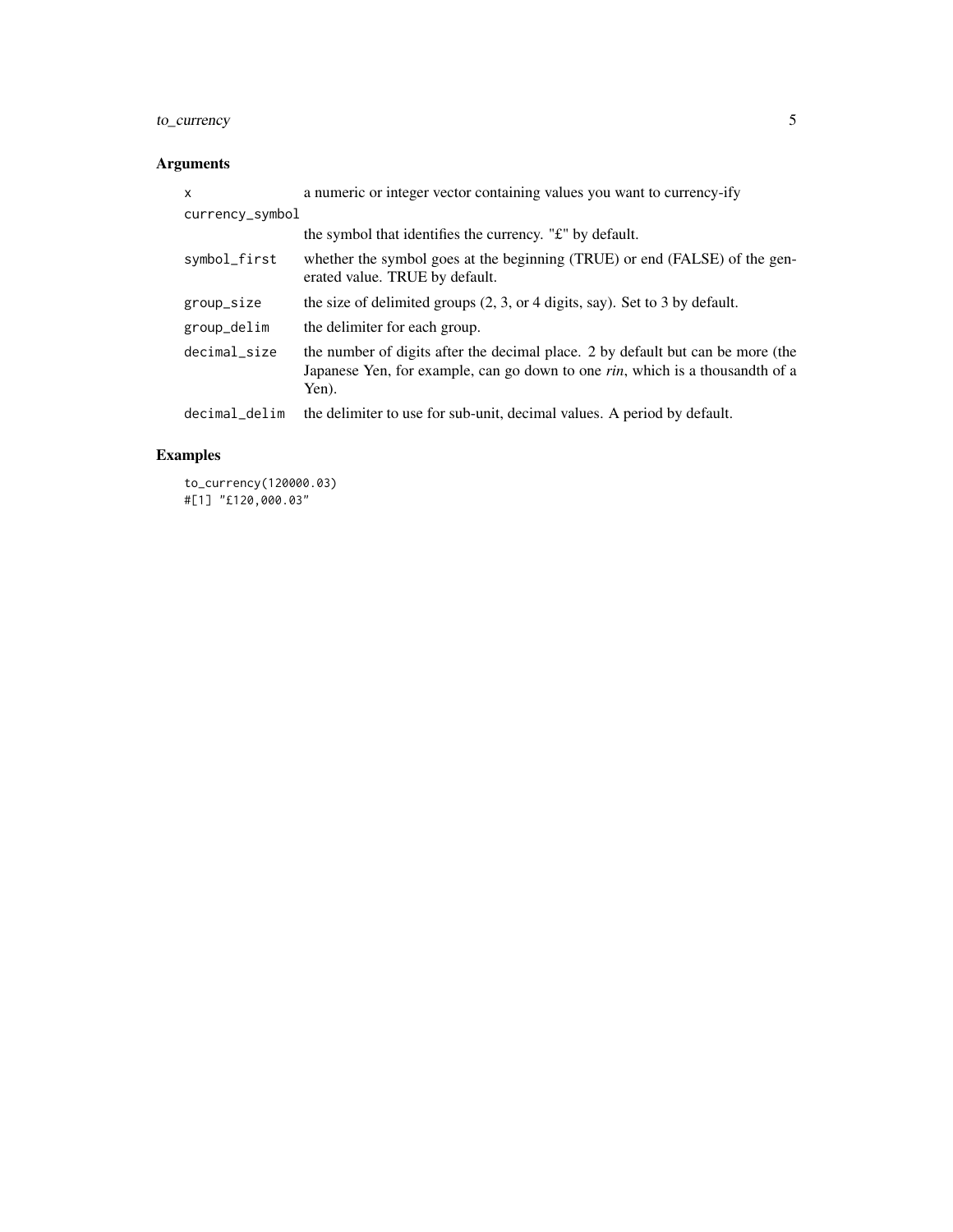## Arguments

| | |
|---|---|
| x | a numeric or integer vector containing values you want to currency-ify |
| currency_symbol | the symbol that identifies the currency. "£" by default. |
| symbol_first | whether the symbol goes at the beginning (TRUE) or end (FALSE) of the generated value. TRUE by default. |
| group_size | the size of delimited groups (2, 3, or 4 digits, say). Set to 3 by default. |
| group_delim | the delimiter for each group. |
| decimal_size | the number of digits after the decimal place. 2 by default but can be more (the Japanese Yen, for example, can go down to one *rin*, which is a thousandth of a Yen). |
| decimal_delim | the delimiter to use for sub-unit, decimal values. A period by default. |

## Examples

```
to_currency(120000.03)
#[1] "£120,000.03"
```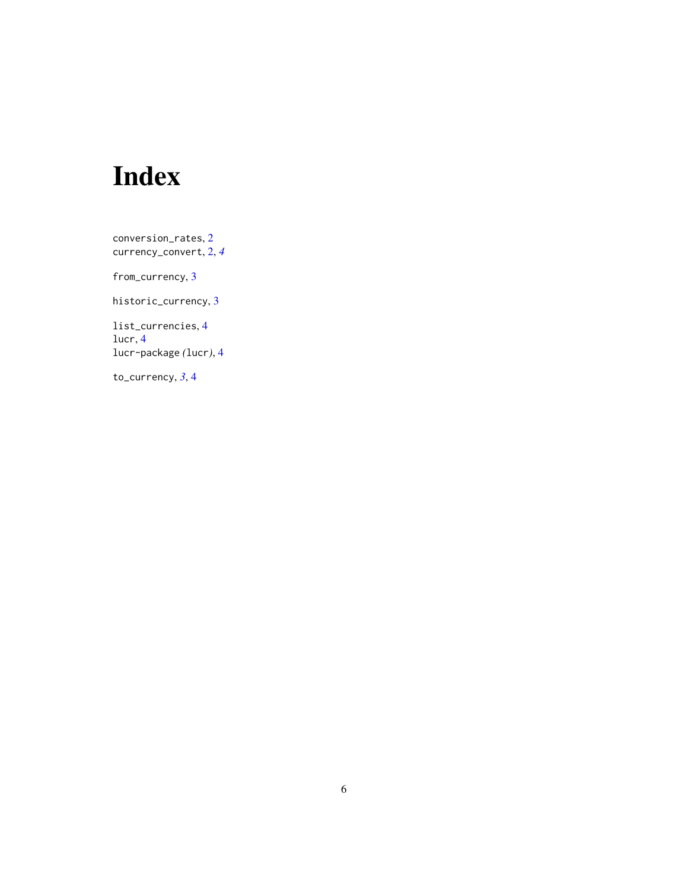# Index

conversion_rates, 2
currency_convert, 2, *4*

from_currency, 3

historic_currency, 3

list_currencies, 4
lucr, 4
lucr-package *(*lucr*)*, 4

to_currency, *3*, 4